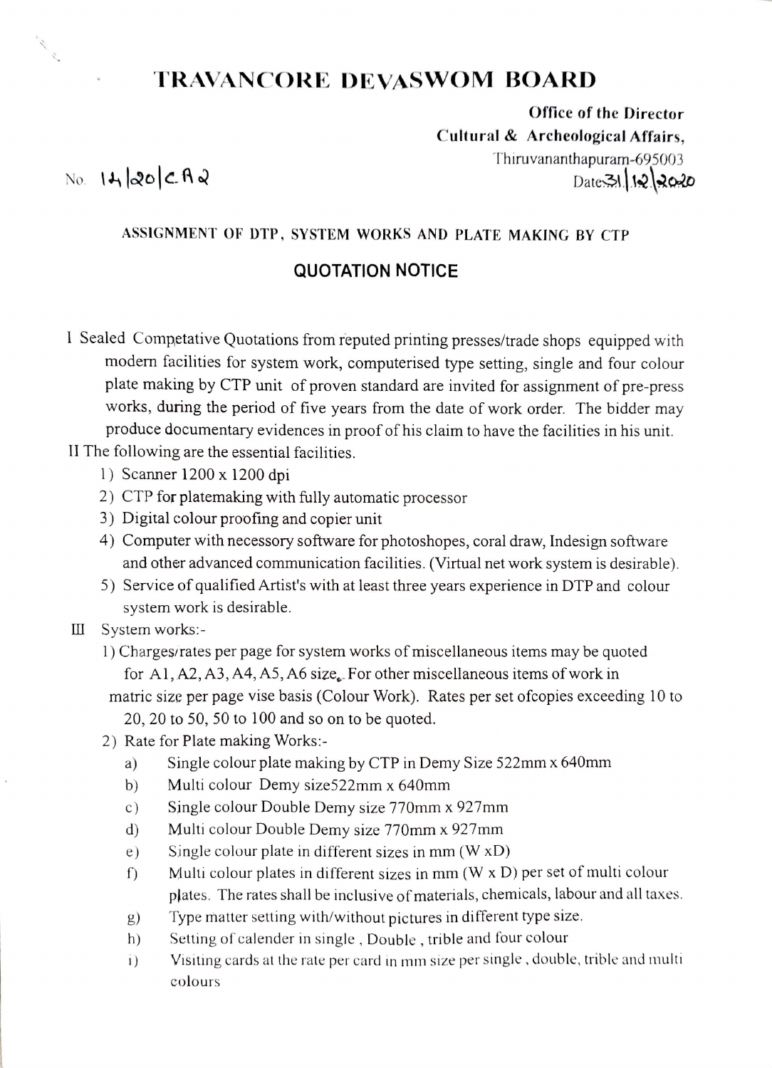# TRAVANCORE DEVASWOM BOARD

**Office of the Director**
**Cultural & Archeological Affairs,**
Thiruvananthapuram-695003

No. 14/20/CA2

Date 31/12/2020

ASSIGNMENT OF DTP, SYSTEM WORKS AND PLATE MAKING BY CTP

## QUOTATION NOTICE

I Sealed Competative Quotations from reputed printing presses/trade shops equipped with modern facilities for system work, computerised type setting, single and four colour plate making by CTP unit of proven standard are invited for assignment of pre-press works, during the period of five years from the date of work order. The bidder may produce documentary evidences in proof of his claim to have the facilities in his unit.

II The following are the essential facilities.

1) Scanner 1200 x 1200 dpi
2) CTP for platemaking with fully automatic processor
3) Digital colour proofing and copier unit
4) Computer with necessory software for photoshopes, coral draw, Indesign software and other advanced communication facilities. (Virtual net work system is desirable).
5) Service of qualified Artist's with at least three years experience in DTP and colour system work is desirable.

III System works:-

1) Charges/rates per page for system works of miscellaneous items may be quoted for A1, A2, A3, A4, A5, A6 size. For other miscellaneous items of work in matric size per page vise basis (Colour Work). Rates per set of copies exceeding 10 to 20, 20 to 50, 50 to 100 and so on to be quoted.
2) Rate for Plate making Works:-
   a) Single colour plate making by CTP in Demy Size 522mm x 640mm
   b) Multi colour Demy size522mm x 640mm
   c) Single colour Double Demy size 770mm x 927mm
   d) Multi colour Double Demy size 770mm x 927mm
   e) Single colour plate in different sizes in mm (W xD)
   f) Multi colour plates in different sizes in mm (W x D) per set of multi colour plates. The rates shall be inclusive of materials, chemicals, labour and all taxes.
   g) Type matter setting with/without pictures in different type size.
   h) Setting of calender in single , Double , trible and four colour
   i) Visiting cards at the rate per card in mm size per single , double, trible and multi colours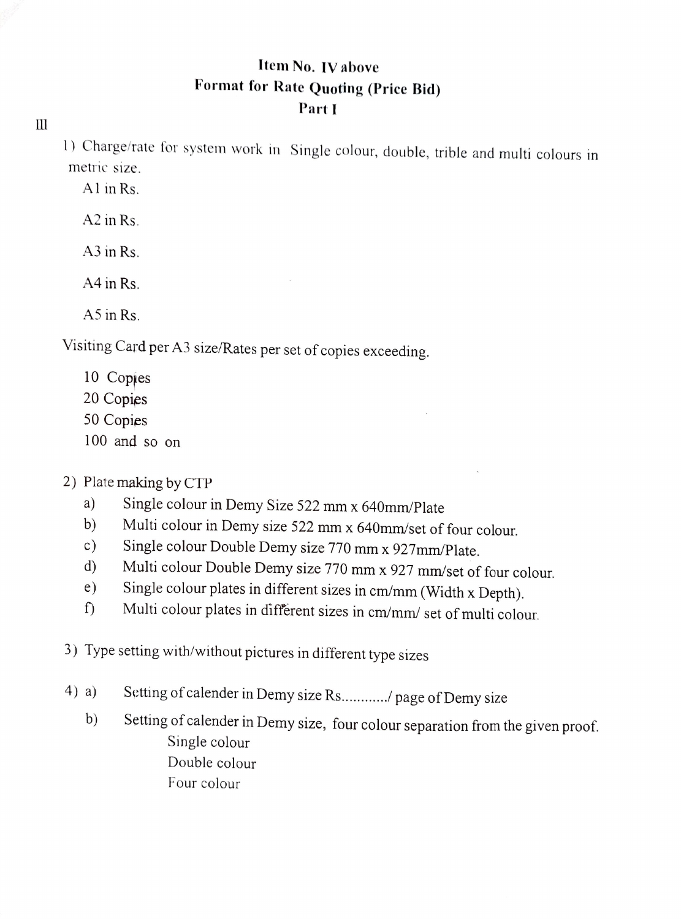**Item No. IV above**

**Format for Rate Quoting (Price Bid)**

**Part I**

III

1) Charge/rate for system work in Single colour, double, trible and multi colours in metric size.

   A1 in Rs.

   A2 in Rs.

   A3 in Rs.

   A4 in Rs.

   A5 in Rs.

Visiting Card per A3 size/Rates per set of copies exceeding.

   10 Copies
   20 Copies
   50 Copies
   100 and so on

2) Plate making by CTP
   a) Single colour in Demy Size 522 mm x 640mm/Plate
   b) Multi colour in Demy size 522 mm x 640mm/set of four colour.
   c) Single colour Double Demy size 770 mm x 927mm/Plate.
   d) Multi colour Double Demy size 770 mm x 927 mm/set of four colour.
   e) Single colour plates in different sizes in cm/mm (Width x Depth).
   f) Multi colour plates in different sizes in cm/mm/ set of multi colour.

3) Type setting with/without pictures in different type sizes

4) a) Setting of calender in Demy size Rs............/ page of Demy size

   b) Setting of calender in Demy size, four colour separation from the given proof.

      Single colour
      Double colour
      Four colour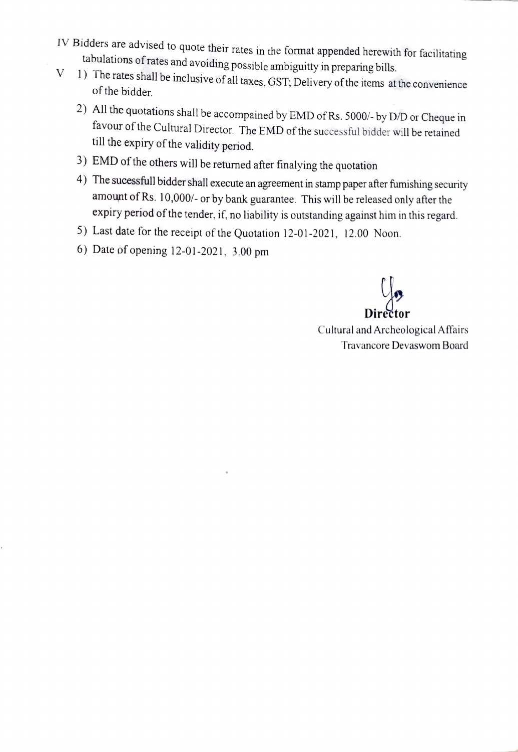IV Bidders are advised to quote their rates in the format appended herewith for facilitating tabulations of rates and avoiding possible ambiguitty in preparing bills.

V

1) The rates shall be inclusive of all taxes, GST; Delivery of the items at the convenience of the bidder.
2) All the quotations shall be accompained by EMD of Rs. 5000/- by D/D or Cheque in favour of the Cultural Director. The EMD of the successful bidder will be retained till the expiry of the validity period.
3) EMD of the others will be returned after finalying the quotation
4) The sucessfull bidder shall execute an agreement in stamp paper after furnishing security amount of Rs. 10,000/- or by bank guarantee. This will be released only after the expiry period of the tender, if, no liability is outstanding against him in this regard.
5) Last date for the receipt of the Quotation 12-01-2021, 12.00 Noon.
6) Date of opening 12-01-2021, 3.00 pm

**Director**
Cultural and Archeological Affairs
Travancore Devaswom Board